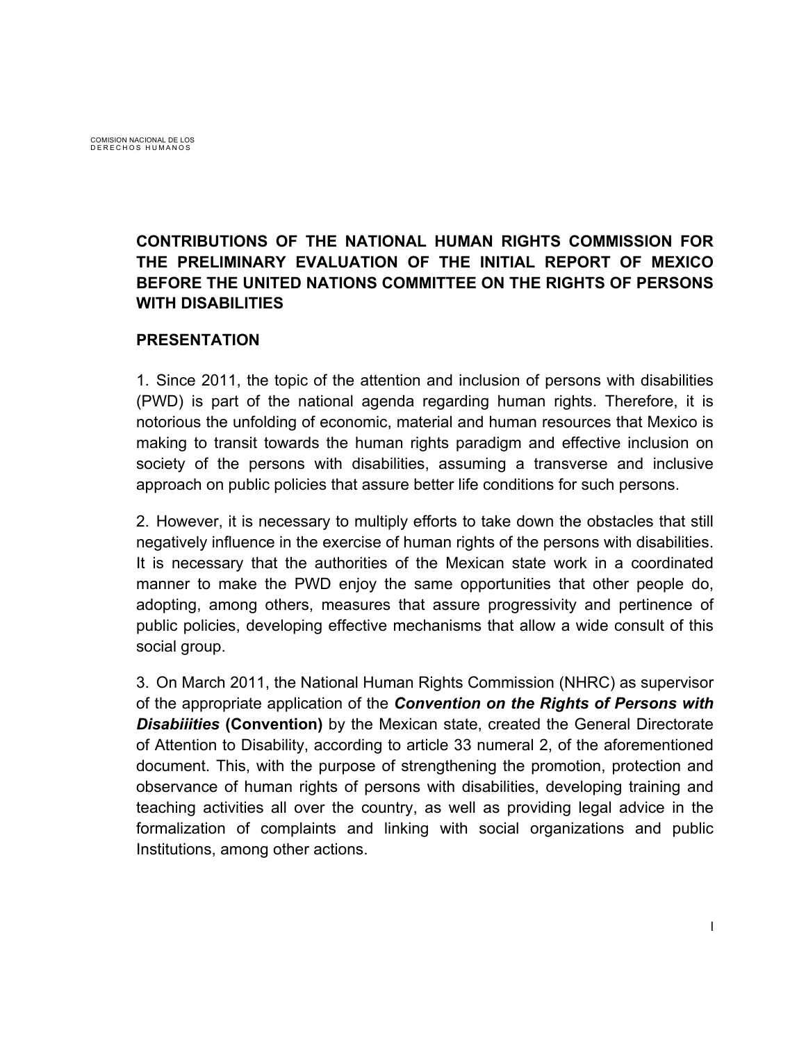COMISION NACIONAL DE LOS DERECHOS HUMANOS

# CONTRIBUTIONS OF THE NATIONAL HUMAN RIGHTS COMMISSION FOR THE PRELIMINARY EVALUATION OF THE INITIAL REPORT OF MEXICO BEFORE THE UNITED NATIONS COMMITTEE ON THE RIGHTS OF PERSONS WITH DISABILITIES

## PRESENTATION

1. Since 2011, the topic of the attention and inclusion of persons with disabilities (PWD) is part of the national agenda regarding human rights. Therefore, it is notorious the unfolding of economic, material and human resources that Mexico is making to transit towards the human rights paradigm and effective inclusion on society of the persons with disabilities, assuming a transverse and inclusive approach on public policies that assure better life conditions for such persons.

2. However, it is necessary to multiply efforts to take down the obstacles that still negatively influence in the exercise of human rights of the persons with disabilities. It is necessary that the authorities of the Mexican state work in a coordinated manner to make the PWD enjoy the same opportunities that other people do, adopting, among others, measures that assure progressivity and pertinence of public policies, developing effective mechanisms that allow a wide consult of this social group.

3. On March 2011, the National Human Rights Commission (NHRC) as supervisor of the appropriate application of the ***Convention on the Rights of Persons with Disabiiities*** **(Convention)** by the Mexican state, created the General Directorate of Attention to Disability, according to article 33 numeral 2, of the aforementioned document. This, with the purpose of strengthening the promotion, protection and observance of human rights of persons with disabilities, developing training and teaching activities all over the country, as well as providing legal advice in the formalization of complaints and linking with social organizations and public Institutions, among other actions.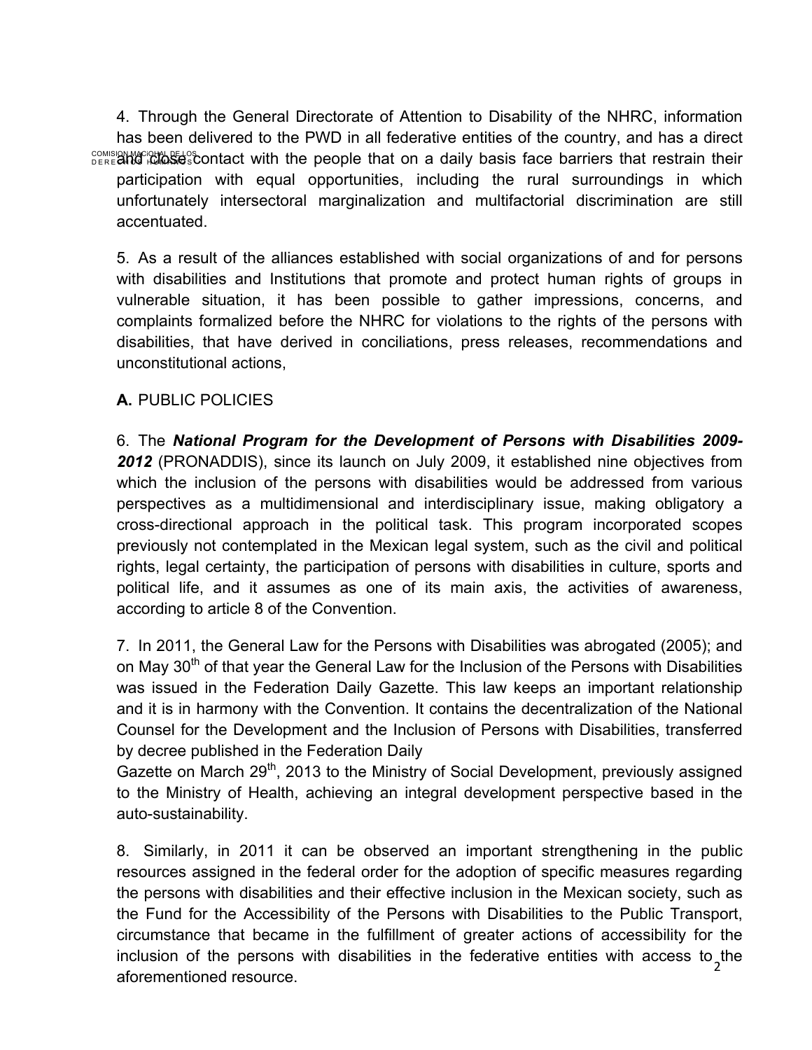4. Through the General Directorate of Attention to Disability of the NHRC, information has been delivered to the PWD in all federative entities of the country, and has a direct and close contact with the people that on a daily basis face barriers that restrain their participation with equal opportunities, including the rural surroundings in which unfortunately intersectoral marginalization and multifactorial discrimination are still accentuated.

5. As a result of the alliances established with social organizations of and for persons with disabilities and Institutions that promote and protect human rights of groups in vulnerable situation, it has been possible to gather impressions, concerns, and complaints formalized before the NHRC for violations to the rights of the persons with disabilities, that have derived in conciliations, press releases, recommendations and unconstitutional actions,

**A.** PUBLIC POLICIES

6. The ***National Program for the Development of Persons with Disabilities 2009-2012*** (PRONADDIS), since its launch on July 2009, it established nine objectives from which the inclusion of the persons with disabilities would be addressed from various perspectives as a multidimensional and interdisciplinary issue, making obligatory a cross-directional approach in the political task. This program incorporated scopes previously not contemplated in the Mexican legal system, such as the civil and political rights, legal certainty, the participation of persons with disabilities in culture, sports and political life, and it assumes as one of its main axis, the activities of awareness, according to article 8 of the Convention.

7. In 2011, the General Law for the Persons with Disabilities was abrogated (2005); and on May 30th of that year the General Law for the Inclusion of the Persons with Disabilities was issued in the Federation Daily Gazette. This law keeps an important relationship and it is in harmony with the Convention. It contains the decentralization of the National Counsel for the Development and the Inclusion of Persons with Disabilities, transferred by decree published in the Federation Daily Gazette on March 29th, 2013 to the Ministry of Social Development, previously assigned to the Ministry of Health, achieving an integral development perspective based in the auto-sustainability.

8. Similarly, in 2011 it can be observed an important strengthening in the public resources assigned in the federal order for the adoption of specific measures regarding the persons with disabilities and their effective inclusion in the Mexican society, such as the Fund for the Accessibility of the Persons with Disabilities to the Public Transport, circumstance that became in the fulfillment of greater actions of accessibility for the inclusion of the persons with disabilities in the federative entities with access to the aforementioned resource.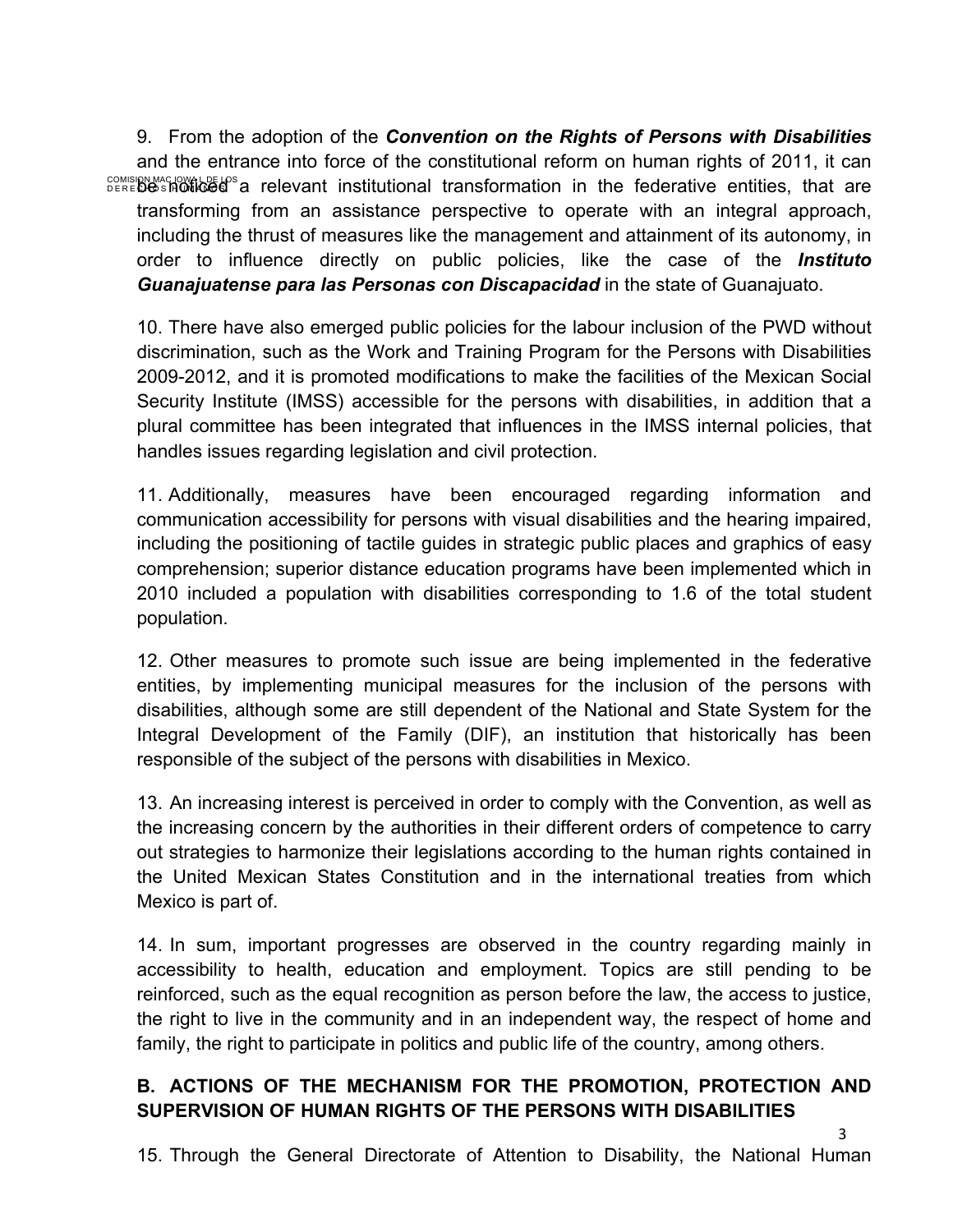9. From the adoption of the ***Convention on the Rights of Persons with Disabilities*** and the entrance into force of the constitutional reform on human rights of 2011, it can be noticed a relevant institutional transformation in the federative entities, that are transforming from an assistance perspective to operate with an integral approach, including the thrust of measures like the management and attainment of its autonomy, in order to influence directly on public policies, like the case of the ***Instituto Guanajuatense para las Personas con Discapacidad*** in the state of Guanajuato.

10. There have also emerged public policies for the labour inclusion of the PWD without discrimination, such as the Work and Training Program for the Persons with Disabilities 2009-2012, and it is promoted modifications to make the facilities of the Mexican Social Security Institute (IMSS) accessible for the persons with disabilities, in addition that a plural committee has been integrated that influences in the IMSS internal policies, that handles issues regarding legislation and civil protection.

11. Additionally, measures have been encouraged regarding information and communication accessibility for persons with visual disabilities and the hearing impaired, including the positioning of tactile guides in strategic public places and graphics of easy comprehension; superior distance education programs have been implemented which in 2010 included a population with disabilities corresponding to 1.6 of the total student population.

12. Other measures to promote such issue are being implemented in the federative entities, by implementing municipal measures for the inclusion of the persons with disabilities, although some are still dependent of the National and State System for the Integral Development of the Family (DIF), an institution that historically has been responsible of the subject of the persons with disabilities in Mexico.

13. An increasing interest is perceived in order to comply with the Convention, as well as the increasing concern by the authorities in their different orders of competence to carry out strategies to harmonize their legislations according to the human rights contained in the United Mexican States Constitution and in the international treaties from which Mexico is part of.

14. In sum, important progresses are observed in the country regarding mainly in accessibility to health, education and employment. Topics are still pending to be reinforced, such as the equal recognition as person before the law, the access to justice, the right to live in the community and in an independent way, the respect of home and family, the right to participate in politics and public life of the country, among others.

## B. ACTIONS OF THE MECHANISM FOR THE PROMOTION, PROTECTION AND SUPERVISION OF HUMAN RIGHTS OF THE PERSONS WITH DISABILITIES

15. Through the General Directorate of Attention to Disability, the National Human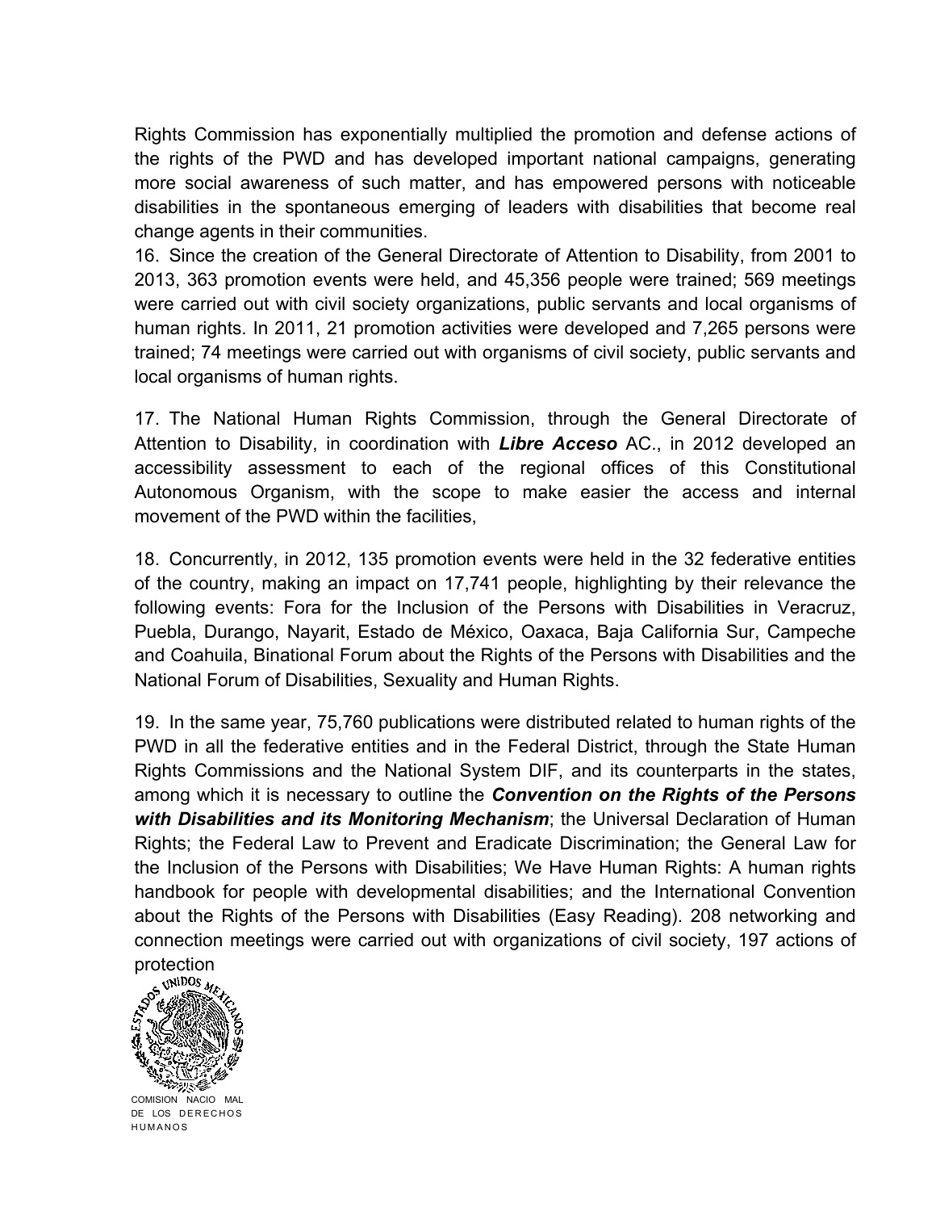Rights Commission has exponentially multiplied the promotion and defense actions of the rights of the PWD and has developed important national campaigns, generating more social awareness of such matter, and has empowered persons with noticeable disabilities in the spontaneous emerging of leaders with disabilities that become real change agents in their communities.

16. Since the creation of the General Directorate of Attention to Disability, from 2001 to 2013, 363 promotion events were held, and 45,356 people were trained; 569 meetings were carried out with civil society organizations, public servants and local organisms of human rights. In 2011, 21 promotion activities were developed and 7,265 persons were trained; 74 meetings were carried out with organisms of civil society, public servants and local organisms of human rights.

17. The National Human Rights Commission, through the General Directorate of Attention to Disability, in coordination with ***Libre Acceso*** AC., in 2012 developed an accessibility assessment to each of the regional offices of this Constitutional Autonomous Organism, with the scope to make easier the access and internal movement of the PWD within the facilities,

18. Concurrently, in 2012, 135 promotion events were held in the 32 federative entities of the country, making an impact on 17,741 people, highlighting by their relevance the following events: Fora for the Inclusion of the Persons with Disabilities in Veracruz, Puebla, Durango, Nayarit, Estado de México, Oaxaca, Baja California Sur, Campeche and Coahuila, Binational Forum about the Rights of the Persons with Disabilities and the National Forum of Disabilities, Sexuality and Human Rights.

19. In the same year, 75,760 publications were distributed related to human rights of the PWD in all the federative entities and in the Federal District, through the State Human Rights Commissions and the National System DIF, and its counterparts in the states, among which it is necessary to outline the ***Convention on the Rights of the Persons with Disabilities and its Monitoring Mechanism***; the Universal Declaration of Human Rights; the Federal Law to Prevent and Eradicate Discrimination; the General Law for the Inclusion of the Persons with Disabilities; We Have Human Rights: A human rights handbook for people with developmental disabilities; and the International Convention about the Rights of the Persons with Disabilities (Easy Reading). 208 networking and connection meetings were carried out with organizations of civil society, 197 actions of protection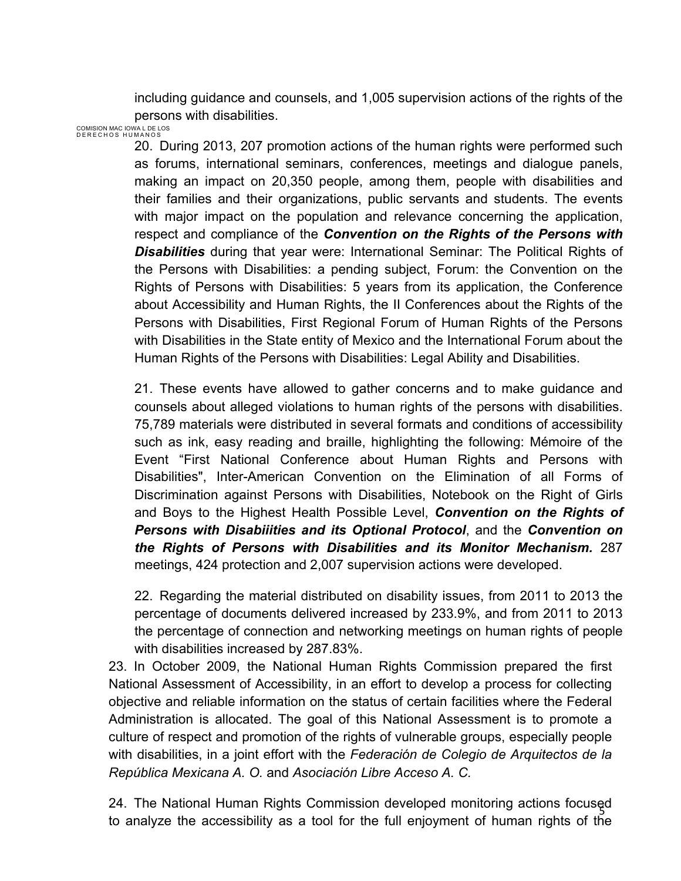including guidance and counsels, and 1,005 supervision actions of the rights of the persons with disabilities.

20. During 2013, 207 promotion actions of the human rights were performed such as forums, international seminars, conferences, meetings and dialogue panels, making an impact on 20,350 people, among them, people with disabilities and their families and their organizations, public servants and students. The events with major impact on the population and relevance concerning the application, respect and compliance of the ***Convention on the Rights of the Persons with Disabilities*** during that year were: International Seminar: The Political Rights of the Persons with Disabilities: a pending subject, Forum: the Convention on the Rights of Persons with Disabilities: 5 years from its application, the Conference about Accessibility and Human Rights, the II Conferences about the Rights of the Persons with Disabilities, First Regional Forum of Human Rights of the Persons with Disabilities in the State entity of Mexico and the International Forum about the Human Rights of the Persons with Disabilities: Legal Ability and Disabilities.

21. These events have allowed to gather concerns and to make guidance and counsels about alleged violations to human rights of the persons with disabilities. 75,789 materials were distributed in several formats and conditions of accessibility such as ink, easy reading and braille, highlighting the following: Mémoire of the Event "First National Conference about Human Rights and Persons with Disabilities", Inter-American Convention on the Elimination of all Forms of Discrimination against Persons with Disabilities, Notebook on the Right of Girls and Boys to the Highest Health Possible Level, ***Convention on the Rights of Persons with Disabiiities and its Optional Protocol***, and the ***Convention on the Rights of Persons with Disabilities and its Monitor Mechanism.*** 287 meetings, 424 protection and 2,007 supervision actions were developed.

22. Regarding the material distributed on disability issues, from 2011 to 2013 the percentage of documents delivered increased by 233.9%, and from 2011 to 2013 the percentage of connection and networking meetings on human rights of people with disabilities increased by 287.83%.

23. In October 2009, the National Human Rights Commission prepared the first National Assessment of Accessibility, in an effort to develop a process for collecting objective and reliable information on the status of certain facilities where the Federal Administration is allocated. The goal of this National Assessment is to promote a culture of respect and promotion of the rights of vulnerable groups, especially people with disabilities, in a joint effort with the *Federación de Colegio de Arquitectos de la República Mexicana A. O.* and *Asociación Libre Acceso A. C.*

24. The National Human Rights Commission developed monitoring actions focused to analyze the accessibility as a tool for the full enjoyment of human rights of the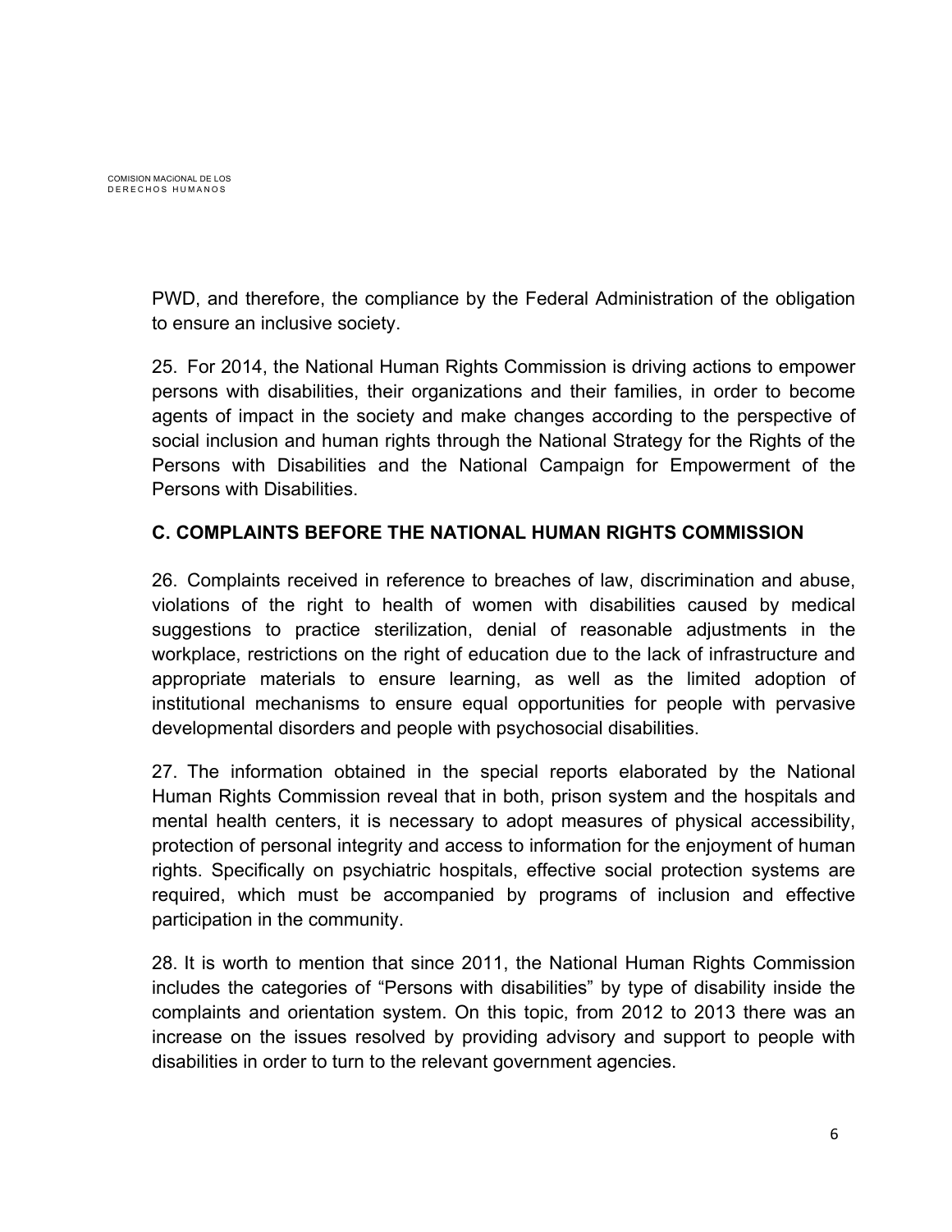PWD, and therefore, the compliance by the Federal Administration of the obligation to ensure an inclusive society.

25. For 2014, the National Human Rights Commission is driving actions to empower persons with disabilities, their organizations and their families, in order to become agents of impact in the society and make changes according to the perspective of social inclusion and human rights through the National Strategy for the Rights of the Persons with Disabilities and the National Campaign for Empowerment of the Persons with Disabilities.

## C. COMPLAINTS BEFORE THE NATIONAL HUMAN RIGHTS COMMISSION

26. Complaints received in reference to breaches of law, discrimination and abuse, violations of the right to health of women with disabilities caused by medical suggestions to practice sterilization, denial of reasonable adjustments in the workplace, restrictions on the right of education due to the lack of infrastructure and appropriate materials to ensure learning, as well as the limited adoption of institutional mechanisms to ensure equal opportunities for people with pervasive developmental disorders and people with psychosocial disabilities.

27. The information obtained in the special reports elaborated by the National Human Rights Commission reveal that in both, prison system and the hospitals and mental health centers, it is necessary to adopt measures of physical accessibility, protection of personal integrity and access to information for the enjoyment of human rights. Specifically on psychiatric hospitals, effective social protection systems are required, which must be accompanied by programs of inclusion and effective participation in the community.

28. It is worth to mention that since 2011, the National Human Rights Commission includes the categories of "Persons with disabilities" by type of disability inside the complaints and orientation system. On this topic, from 2012 to 2013 there was an increase on the issues resolved by providing advisory and support to people with disabilities in order to turn to the relevant government agencies.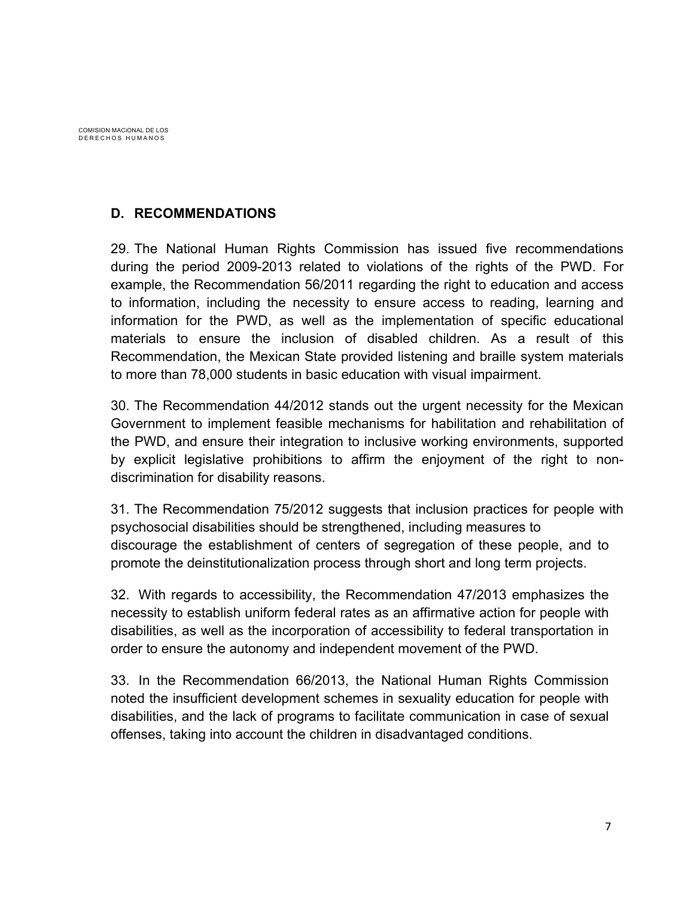## D. RECOMMENDATIONS

29. The National Human Rights Commission has issued five recommendations during the period 2009-2013 related to violations of the rights of the PWD. For example, the Recommendation 56/2011 regarding the right to education and access to information, including the necessity to ensure access to reading, learning and information for the PWD, as well as the implementation of specific educational materials to ensure the inclusion of disabled children. As a result of this Recommendation, the Mexican State provided listening and braille system materials to more than 78,000 students in basic education with visual impairment.

30. The Recommendation 44/2012 stands out the urgent necessity for the Mexican Government to implement feasible mechanisms for habilitation and rehabilitation of the PWD, and ensure their integration to inclusive working environments, supported by explicit legislative prohibitions to affirm the enjoyment of the right to non-discrimination for disability reasons.

31. The Recommendation 75/2012 suggests that inclusion practices for people with psychosocial disabilities should be strengthened, including measures to discourage the establishment of centers of segregation of these people, and to promote the deinstitutionalization process through short and long term projects.

32. With regards to accessibility, the Recommendation 47/2013 emphasizes the necessity to establish uniform federal rates as an affirmative action for people with disabilities, as well as the incorporation of accessibility to federal transportation in order to ensure the autonomy and independent movement of the PWD.

33. In the Recommendation 66/2013, the National Human Rights Commission noted the insufficient development schemes in sexuality education for people with disabilities, and the lack of programs to facilitate communication in case of sexual offenses, taking into account the children in disadvantaged conditions.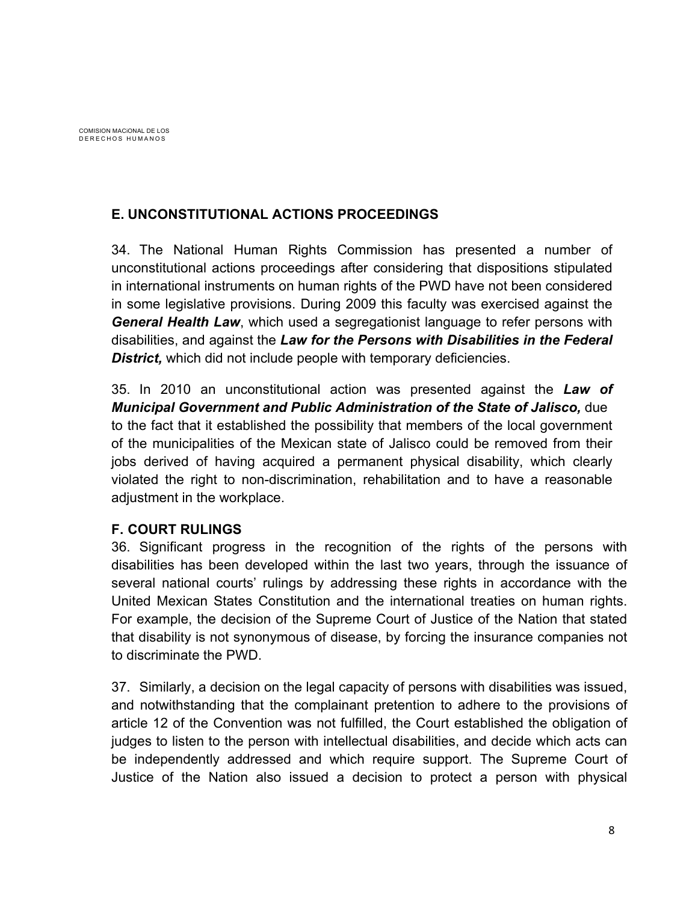## E. UNCONSTITUTIONAL ACTIONS PROCEEDINGS

34. The National Human Rights Commission has presented a number of unconstitutional actions proceedings after considering that dispositions stipulated in international instruments on human rights of the PWD have not been considered in some legislative provisions. During 2009 this faculty was exercised against the ***General Health Law***, which used a segregationist language to refer persons with disabilities, and against the ***Law for the Persons with Disabilities in the Federal District,*** which did not include people with temporary deficiencies.

35. In 2010 an unconstitutional action was presented against the ***Law of Municipal Government and Public Administration of the State of Jalisco,*** due to the fact that it established the possibility that members of the local government of the municipalities of the Mexican state of Jalisco could be removed from their jobs derived of having acquired a permanent physical disability, which clearly violated the right to non-discrimination, rehabilitation and to have a reasonable adjustment in the workplace.

## F. COURT RULINGS

36. Significant progress in the recognition of the rights of the persons with disabilities has been developed within the last two years, through the issuance of several national courts' rulings by addressing these rights in accordance with the United Mexican States Constitution and the international treaties on human rights. For example, the decision of the Supreme Court of Justice of the Nation that stated that disability is not synonymous of disease, by forcing the insurance companies not to discriminate the PWD.

37. Similarly, a decision on the legal capacity of persons with disabilities was issued, and notwithstanding that the complainant pretention to adhere to the provisions of article 12 of the Convention was not fulfilled, the Court established the obligation of judges to listen to the person with intellectual disabilities, and decide which acts can be independently addressed and which require support. The Supreme Court of Justice of the Nation also issued a decision to protect a person with physical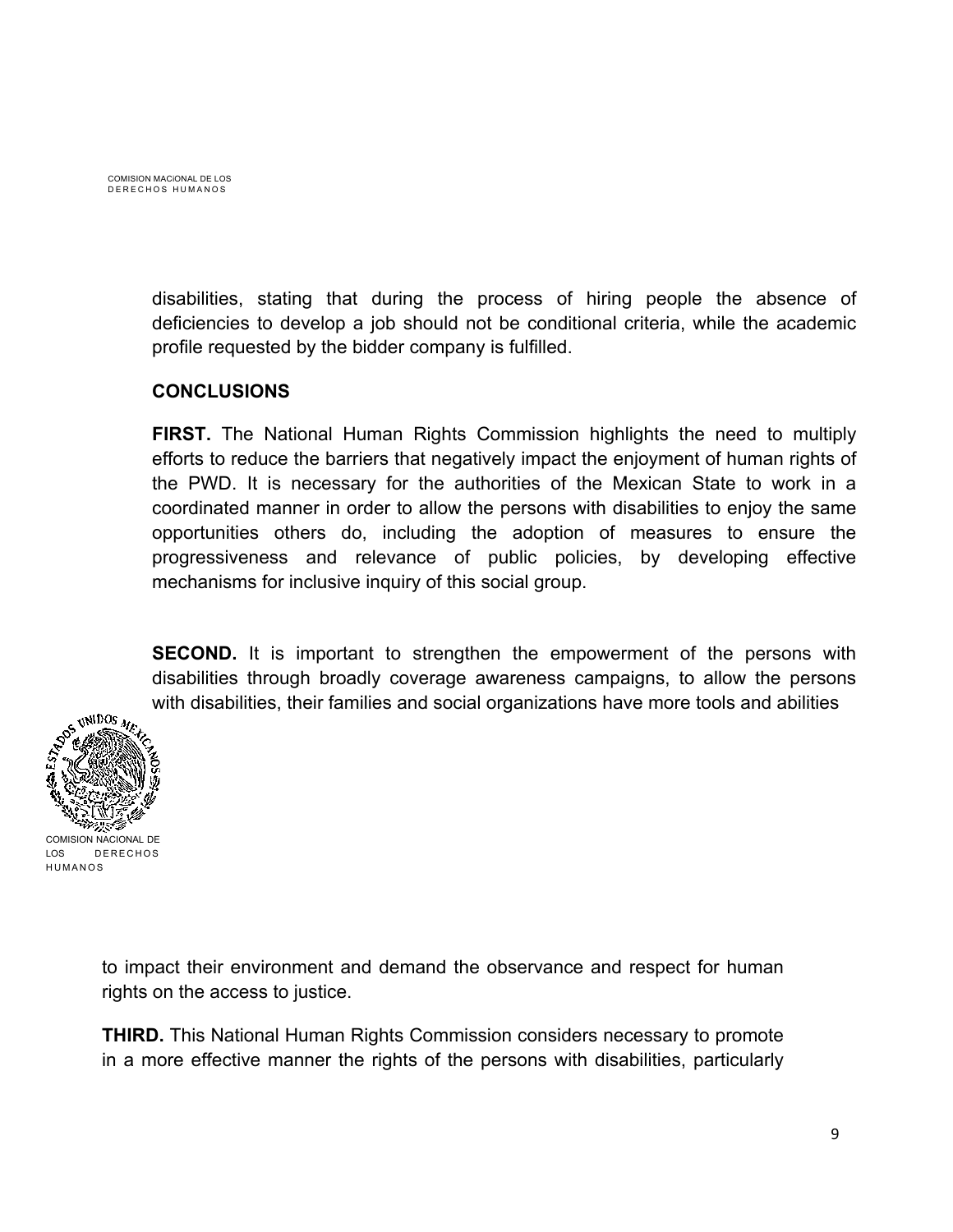disabilities, stating that during the process of hiring people the absence of deficiencies to develop a job should not be conditional criteria, while the academic profile requested by the bidder company is fulfilled.

**CONCLUSIONS**

**FIRST.** The National Human Rights Commission highlights the need to multiply efforts to reduce the barriers that negatively impact the enjoyment of human rights of the PWD. It is necessary for the authorities of the Mexican State to work in a coordinated manner in order to allow the persons with disabilities to enjoy the same opportunities others do, including the adoption of measures to ensure the progressiveness and relevance of public policies, by developing effective mechanisms for inclusive inquiry of this social group.

**SECOND.** It is important to strengthen the empowerment of the persons with disabilities through broadly coverage awareness campaigns, to allow the persons with disabilities, their families and social organizations have more tools and abilities to impact their environment and demand the observance and respect for human rights on the access to justice.

**THIRD.** This National Human Rights Commission considers necessary to promote in a more effective manner the rights of the persons with disabilities, particularly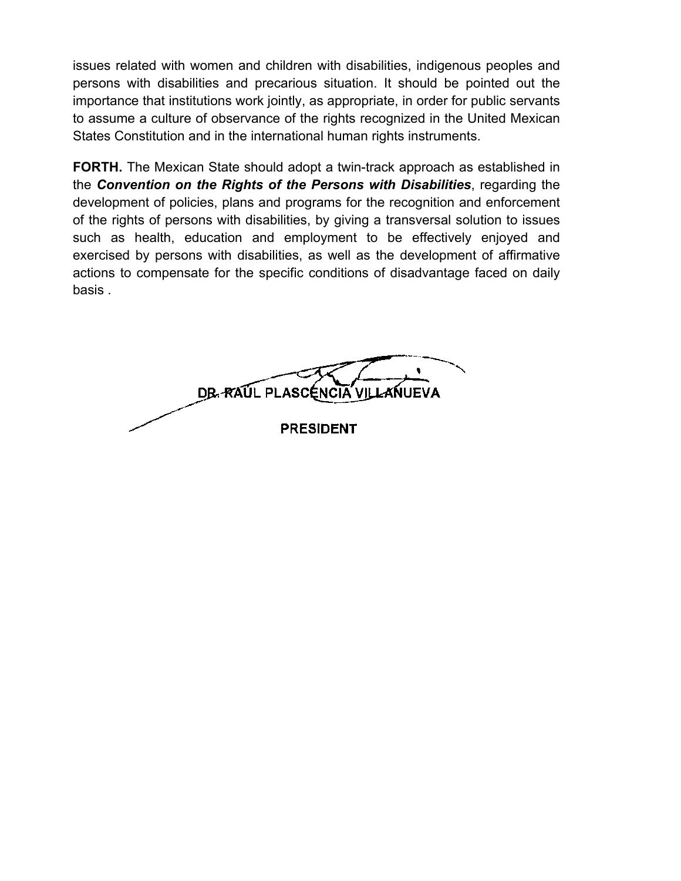issues related with women and children with disabilities, indigenous peoples and persons with disabilities and precarious situation. It should be pointed out the importance that institutions work jointly, as appropriate, in order for public servants to assume a culture of observance of the rights recognized in the United Mexican States Constitution and in the international human rights instruments.

**FORTH.** The Mexican State should adopt a twin-track approach as established in the ***Convention on the Rights of the Persons with Disabilities***, regarding the development of policies, plans and programs for the recognition and enforcement of the rights of persons with disabilities, by giving a transversal solution to issues such as health, education and employment to be effectively enjoyed and exercised by persons with disabilities, as well as the development of affirmative actions to compensate for the specific conditions of disadvantage faced on daily basis .

DR. RAÚL PLASCENCIA VILLANUEVA

**PRESIDENT**